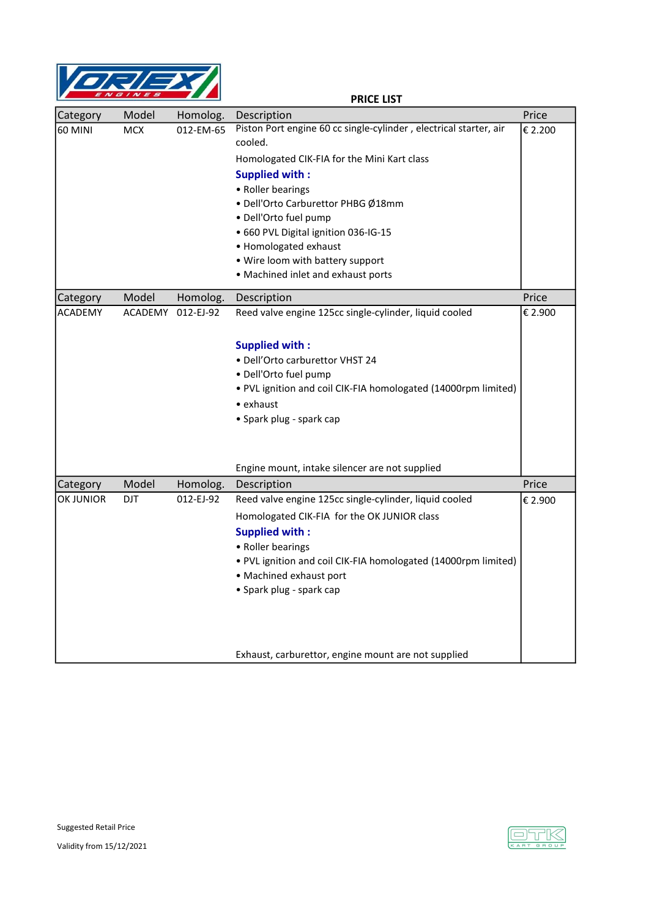# PRICE LIST

| Category | Model | Homolog. | Description | Price |
|---|---|---|---|---|
| 60 MINI | MCX | 012-EM-65 | Piston Port engine 60 cc single-cylinder , electrical starter, air cooled.<br>Homologated CIK-FIA for the Mini Kart class<br>**Supplied with :**<br>• Roller bearings<br>• Dell'Orto Carburettor PHBG Ø18mm<br>• Dell'Orto fuel pump<br>• 660 PVL Digital ignition 036-IG-15<br>• Homologated exhaust<br>• Wire loom with battery support<br>• Machined inlet and exhaust ports | € 2.200 |

| Category | Model | Homolog. | Description | Price |
|---|---|---|---|---|
| ACADEMY | ACADEMY | 012-EJ-92 | Reed valve engine 125cc single-cylinder, liquid cooled<br>**Supplied with :**<br>• Dell'Orto carburettor VHST 24<br>• Dell'Orto fuel pump<br>• PVL ignition and coil CIK-FIA homologated (14000rpm limited)<br>• exhaust<br>• Spark plug - spark cap<br>Engine mount, intake silencer are not supplied | € 2.900 |

| Category | Model | Homolog. | Description | Price |
|---|---|---|---|---|
| OK JUNIOR | DJT | 012-EJ-92 | Reed valve engine 125cc single-cylinder, liquid cooled<br>Homologated CIK-FIA for the OK JUNIOR class<br>**Supplied with :**<br>• Roller bearings<br>• PVL ignition and coil CIK-FIA homologated (14000rpm limited)<br>• Machined exhaust port<br>• Spark plug - spark cap<br>Exhaust, carburettor, engine mount are not supplied | € 2.900 |

Suggested Retail Price

Validity from 15/12/2021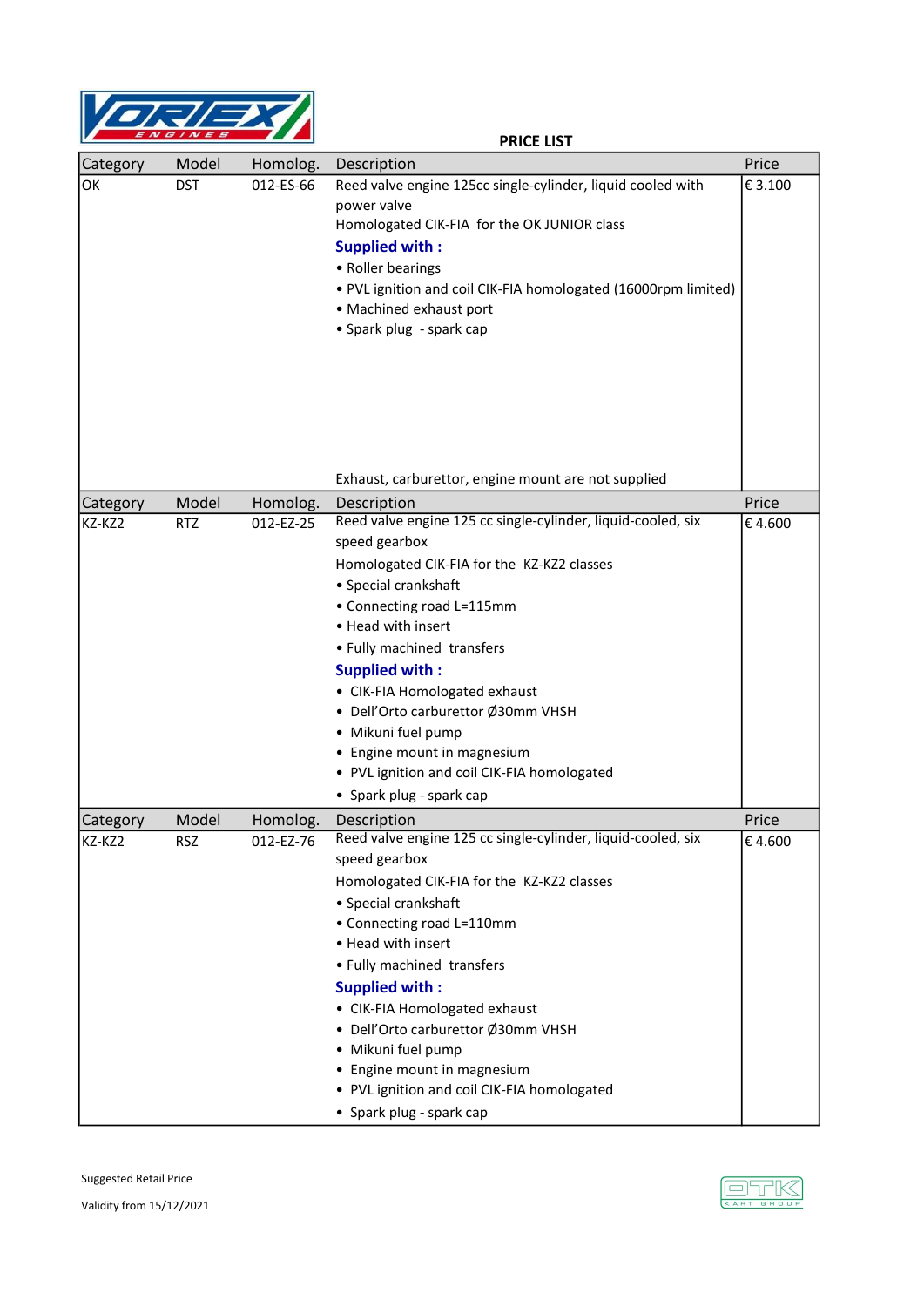**PRICE LIST**

| Category | Model | Homolog. | Description | Price |
|---|---|---|---|---|
| OK | DST | 012-ES-66 | Reed valve engine 125cc single-cylinder, liquid cooled with power valve<br>Homologated CIK-FIA for the OK JUNIOR class<br>**Supplied with :**<br>• Roller bearings<br>• PVL ignition and coil CIK-FIA homologated (16000rpm limited)<br>• Machined exhaust port<br>• Spark plug - spark cap<br><br>Exhaust, carburettor, engine mount are not supplied | € 3.100 |
| **Category** | **Model** | **Homolog.** | **Description** | **Price** |
| KZ-KZ2 | RTZ | 012-EZ-25 | Reed valve engine 125 cc single-cylinder, liquid-cooled, six speed gearbox<br>Homologated CIK-FIA for the KZ-KZ2 classes<br>• Special crankshaft<br>• Connecting road L=115mm<br>• Head with insert<br>• Fully machined transfers<br>**Supplied with :**<br>• CIK-FIA Homologated exhaust<br>• Dell'Orto carburettor Ø30mm VHSH<br>• Mikuni fuel pump<br>• Engine mount in magnesium<br>• PVL ignition and coil CIK-FIA homologated<br>• Spark plug - spark cap | € 4.600 |
| **Category** | **Model** | **Homolog.** | **Description** | **Price** |
| KZ-KZ2 | RSZ | 012-EZ-76 | Reed valve engine 125 cc single-cylinder, liquid-cooled, six speed gearbox<br>Homologated CIK-FIA for the KZ-KZ2 classes<br>• Special crankshaft<br>• Connecting road L=110mm<br>• Head with insert<br>• Fully machined transfers<br>**Supplied with :**<br>• CIK-FIA Homologated exhaust<br>• Dell'Orto carburettor Ø30mm VHSH<br>• Mikuni fuel pump<br>• Engine mount in magnesium<br>• PVL ignition and coil CIK-FIA homologated<br>• Spark plug - spark cap | € 4.600 |

Suggested Retail Price

Validity from 15/12/2021